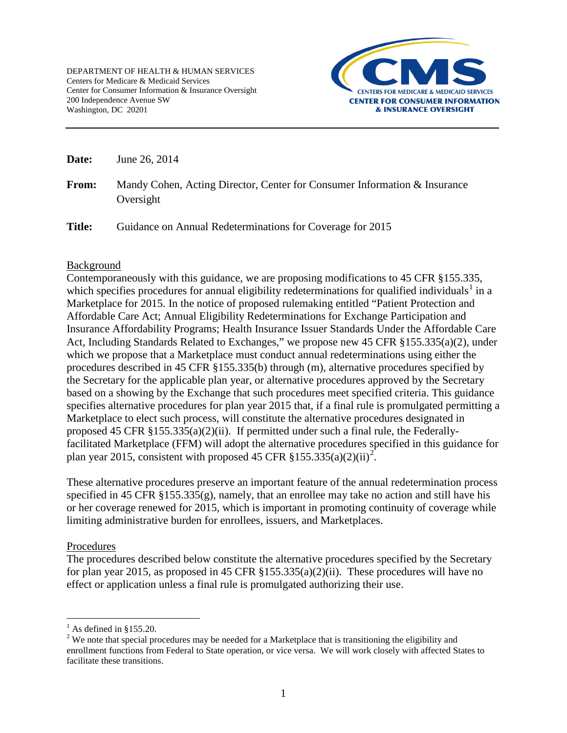DEPARTMENT OF HEALTH & HUMAN SERVICES
Centers for Medicare & Medicaid Services
Center for Consumer Information & Insurance Oversight
200 Independence Avenue SW
Washington, DC 20201

CMS
CENTERS FOR MEDICARE & MEDICAID SERVICES
CENTER FOR CONSUMER INFORMATION & INSURANCE OVERSIGHT

---

**Date:** June 26, 2014

**From:** Mandy Cohen, Acting Director, Center for Consumer Information & Insurance Oversight

**Title:** Guidance on Annual Redeterminations for Coverage for 2015

## Background

Contemporaneously with this guidance, we are proposing modifications to 45 CFR §155.335, which specifies procedures for annual eligibility redeterminations for qualified individuals[1] in a Marketplace for 2015. In the notice of proposed rulemaking entitled "Patient Protection and Affordable Care Act; Annual Eligibility Redeterminations for Exchange Participation and Insurance Affordability Programs; Health Insurance Issuer Standards Under the Affordable Care Act, Including Standards Related to Exchanges," we propose new 45 CFR §155.335(a)(2), under which we propose that a Marketplace must conduct annual redeterminations using either the procedures described in 45 CFR §155.335(b) through (m), alternative procedures specified by the Secretary for the applicable plan year, or alternative procedures approved by the Secretary based on a showing by the Exchange that such procedures meet specified criteria. This guidance specifies alternative procedures for plan year 2015 that, if a final rule is promulgated permitting a Marketplace to elect such process, will constitute the alternative procedures designated in proposed 45 CFR §155.335(a)(2)(ii). If permitted under such a final rule, the Federally-facilitated Marketplace (FFM) will adopt the alternative procedures specified in this guidance for plan year 2015, consistent with proposed 45 CFR §155.335(a)(2)(ii)[2].

These alternative procedures preserve an important feature of the annual redetermination process specified in 45 CFR §155.335(g), namely, that an enrollee may take no action and still have his or her coverage renewed for 2015, which is important in promoting continuity of coverage while limiting administrative burden for enrollees, issuers, and Marketplaces.

## Procedures

The procedures described below constitute the alternative procedures specified by the Secretary for plan year 2015, as proposed in 45 CFR §155.335(a)(2)(ii). These procedures will have no effect or application unless a final rule is promulgated authorizing their use.

---

[1] As defined in §155.20.

[2] We note that special procedures may be needed for a Marketplace that is transitioning the eligibility and enrollment functions from Federal to State operation, or vice versa. We will work closely with affected States to facilitate these transitions.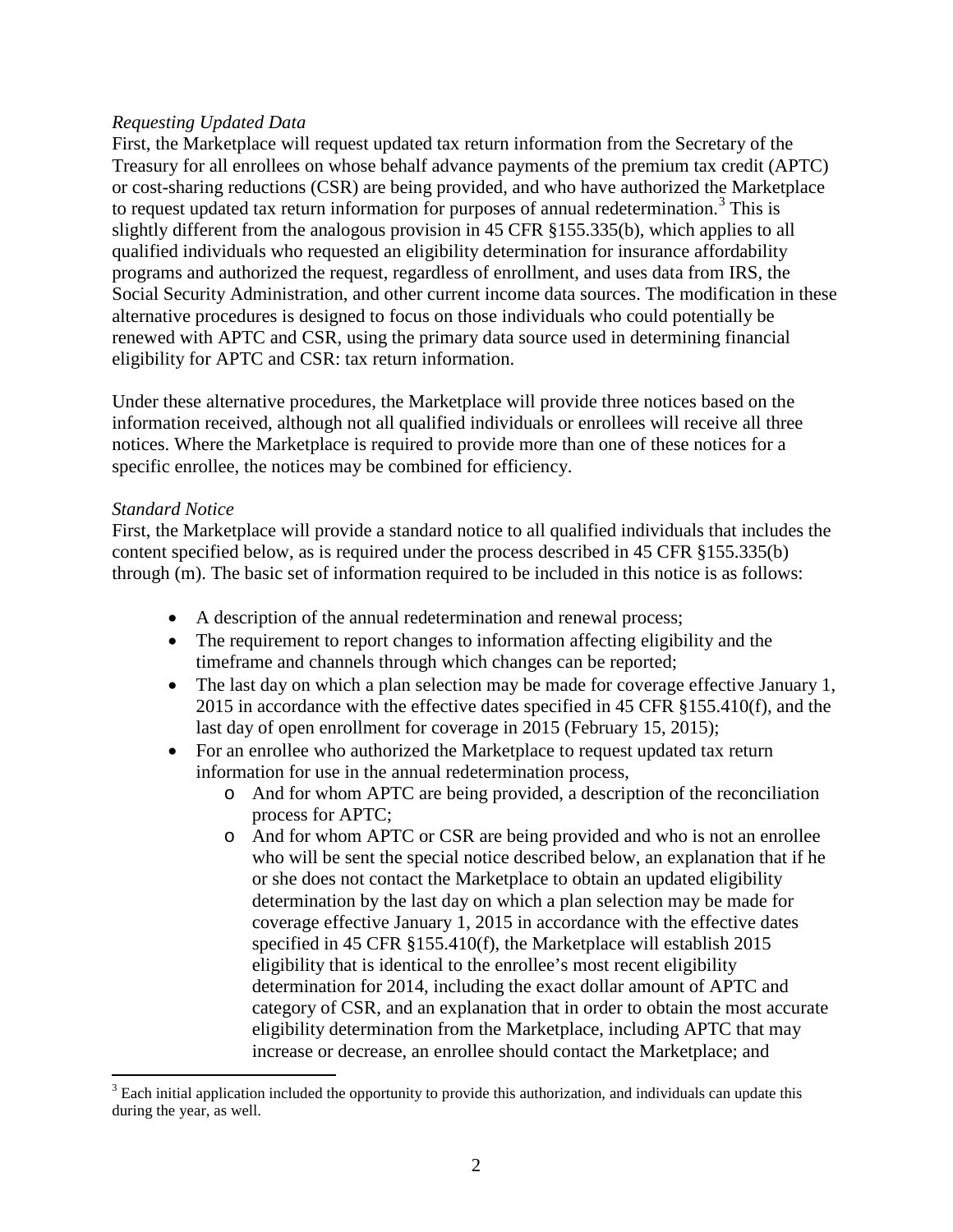*Requesting Updated Data*

First, the Marketplace will request updated tax return information from the Secretary of the Treasury for all enrollees on whose behalf advance payments of the premium tax credit (APTC) or cost-sharing reductions (CSR) are being provided, and who have authorized the Marketplace to request updated tax return information for purposes of annual redetermination.[3] This is slightly different from the analogous provision in 45 CFR §155.335(b), which applies to all qualified individuals who requested an eligibility determination for insurance affordability programs and authorized the request, regardless of enrollment, and uses data from IRS, the Social Security Administration, and other current income data sources. The modification in these alternative procedures is designed to focus on those individuals who could potentially be renewed with APTC and CSR, using the primary data source used in determining financial eligibility for APTC and CSR: tax return information.

Under these alternative procedures, the Marketplace will provide three notices based on the information received, although not all qualified individuals or enrollees will receive all three notices. Where the Marketplace is required to provide more than one of these notices for a specific enrollee, the notices may be combined for efficiency.

*Standard Notice*

First, the Marketplace will provide a standard notice to all qualified individuals that includes the content specified below, as is required under the process described in 45 CFR §155.335(b) through (m). The basic set of information required to be included in this notice is as follows:

- A description of the annual redetermination and renewal process;
- The requirement to report changes to information affecting eligibility and the timeframe and channels through which changes can be reported;
- The last day on which a plan selection may be made for coverage effective January 1, 2015 in accordance with the effective dates specified in 45 CFR §155.410(f), and the last day of open enrollment for coverage in 2015 (February 15, 2015);
- For an enrollee who authorized the Marketplace to request updated tax return information for use in the annual redetermination process,
  - And for whom APTC are being provided, a description of the reconciliation process for APTC;
  - And for whom APTC or CSR are being provided and who is not an enrollee who will be sent the special notice described below, an explanation that if he or she does not contact the Marketplace to obtain an updated eligibility determination by the last day on which a plan selection may be made for coverage effective January 1, 2015 in accordance with the effective dates specified in 45 CFR §155.410(f), the Marketplace will establish 2015 eligibility that is identical to the enrollee's most recent eligibility determination for 2014, including the exact dollar amount of APTC and category of CSR, and an explanation that in order to obtain the most accurate eligibility determination from the Marketplace, including APTC that may increase or decrease, an enrollee should contact the Marketplace; and

[3] Each initial application included the opportunity to provide this authorization, and individuals can update this during the year, as well.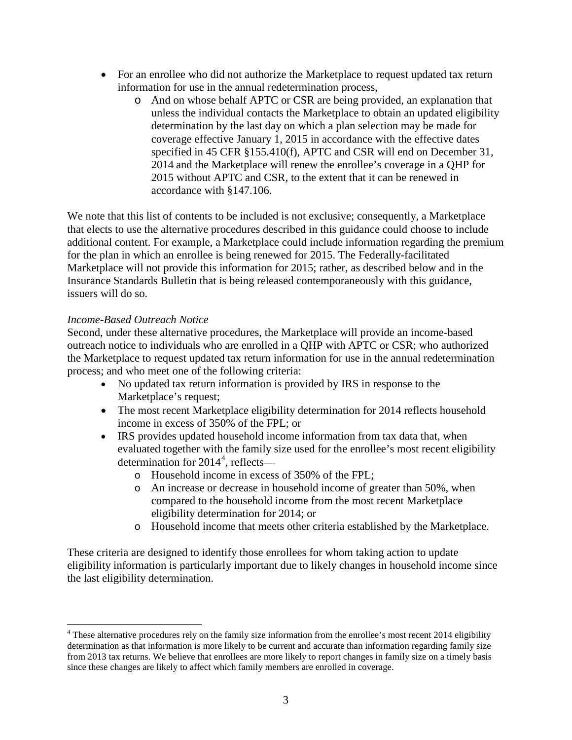- For an enrollee who did not authorize the Marketplace to request updated tax return information for use in the annual redetermination process,
    - And on whose behalf APTC or CSR are being provided, an explanation that unless the individual contacts the Marketplace to obtain an updated eligibility determination by the last day on which a plan selection may be made for coverage effective January 1, 2015 in accordance with the effective dates specified in 45 CFR §155.410(f), APTC and CSR will end on December 31, 2014 and the Marketplace will renew the enrollee's coverage in a QHP for 2015 without APTC and CSR, to the extent that it can be renewed in accordance with §147.106.

We note that this list of contents to be included is not exclusive; consequently, a Marketplace that elects to use the alternative procedures described in this guidance could choose to include additional content. For example, a Marketplace could include information regarding the premium for the plan in which an enrollee is being renewed for 2015. The Federally-facilitated Marketplace will not provide this information for 2015; rather, as described below and in the Insurance Standards Bulletin that is being released contemporaneously with this guidance, issuers will do so.

*Income-Based Outreach Notice*

Second, under these alternative procedures, the Marketplace will provide an income-based outreach notice to individuals who are enrolled in a QHP with APTC or CSR; who authorized the Marketplace to request updated tax return information for use in the annual redetermination process; and who meet one of the following criteria:

- No updated tax return information is provided by IRS in response to the Marketplace's request;
- The most recent Marketplace eligibility determination for 2014 reflects household income in excess of 350% of the FPL; or
- IRS provides updated household income information from tax data that, when evaluated together with the family size used for the enrollee's most recent eligibility determination for 2014[4], reflects—
    - Household income in excess of 350% of the FPL;
    - An increase or decrease in household income of greater than 50%, when compared to the household income from the most recent Marketplace eligibility determination for 2014; or
    - Household income that meets other criteria established by the Marketplace.

These criteria are designed to identify those enrollees for whom taking action to update eligibility information is particularly important due to likely changes in household income since the last eligibility determination.

[4] These alternative procedures rely on the family size information from the enrollee's most recent 2014 eligibility determination as that information is more likely to be current and accurate than information regarding family size from 2013 tax returns. We believe that enrollees are more likely to report changes in family size on a timely basis since these changes are likely to affect which family members are enrolled in coverage.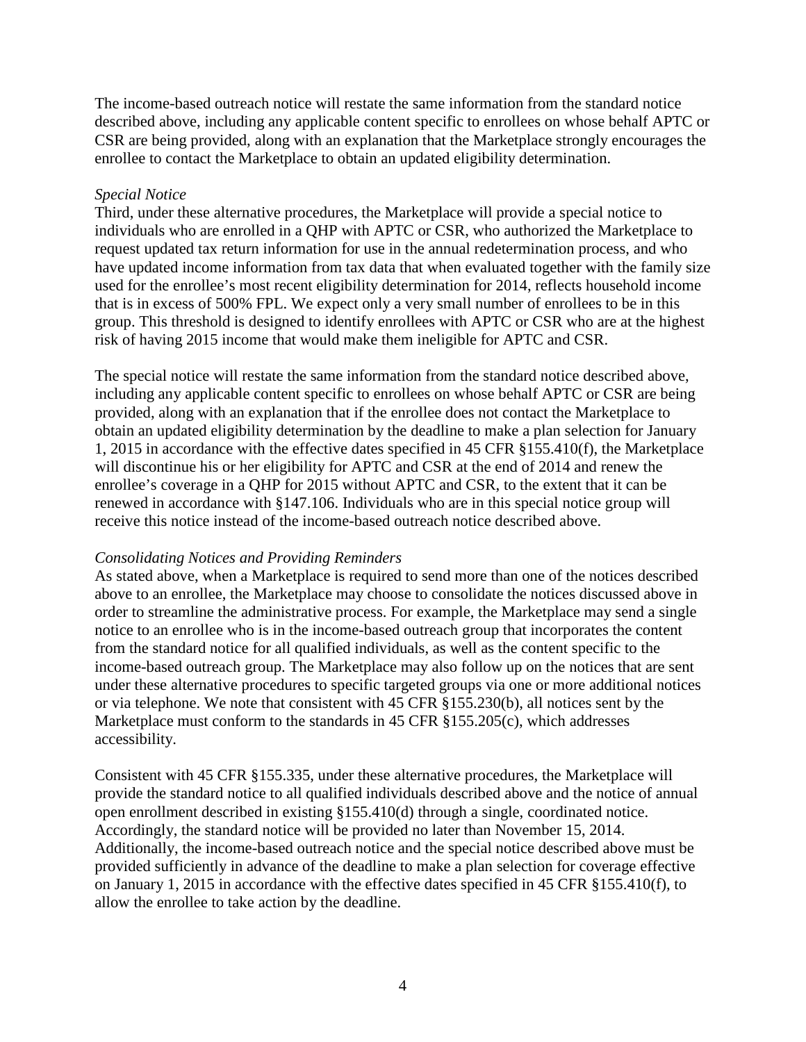The income-based outreach notice will restate the same information from the standard notice described above, including any applicable content specific to enrollees on whose behalf APTC or CSR are being provided, along with an explanation that the Marketplace strongly encourages the enrollee to contact the Marketplace to obtain an updated eligibility determination.

*Special Notice*

Third, under these alternative procedures, the Marketplace will provide a special notice to individuals who are enrolled in a QHP with APTC or CSR, who authorized the Marketplace to request updated tax return information for use in the annual redetermination process, and who have updated income information from tax data that when evaluated together with the family size used for the enrollee's most recent eligibility determination for 2014, reflects household income that is in excess of 500% FPL. We expect only a very small number of enrollees to be in this group. This threshold is designed to identify enrollees with APTC or CSR who are at the highest risk of having 2015 income that would make them ineligible for APTC and CSR.

The special notice will restate the same information from the standard notice described above, including any applicable content specific to enrollees on whose behalf APTC or CSR are being provided, along with an explanation that if the enrollee does not contact the Marketplace to obtain an updated eligibility determination by the deadline to make a plan selection for January 1, 2015 in accordance with the effective dates specified in 45 CFR §155.410(f), the Marketplace will discontinue his or her eligibility for APTC and CSR at the end of 2014 and renew the enrollee's coverage in a QHP for 2015 without APTC and CSR, to the extent that it can be renewed in accordance with §147.106. Individuals who are in this special notice group will receive this notice instead of the income-based outreach notice described above.

*Consolidating Notices and Providing Reminders*

As stated above, when a Marketplace is required to send more than one of the notices described above to an enrollee, the Marketplace may choose to consolidate the notices discussed above in order to streamline the administrative process. For example, the Marketplace may send a single notice to an enrollee who is in the income-based outreach group that incorporates the content from the standard notice for all qualified individuals, as well as the content specific to the income-based outreach group. The Marketplace may also follow up on the notices that are sent under these alternative procedures to specific targeted groups via one or more additional notices or via telephone. We note that consistent with 45 CFR §155.230(b), all notices sent by the Marketplace must conform to the standards in 45 CFR §155.205(c), which addresses accessibility.

Consistent with 45 CFR §155.335, under these alternative procedures, the Marketplace will provide the standard notice to all qualified individuals described above and the notice of annual open enrollment described in existing §155.410(d) through a single, coordinated notice. Accordingly, the standard notice will be provided no later than November 15, 2014. Additionally, the income-based outreach notice and the special notice described above must be provided sufficiently in advance of the deadline to make a plan selection for coverage effective on January 1, 2015 in accordance with the effective dates specified in 45 CFR §155.410(f), to allow the enrollee to take action by the deadline.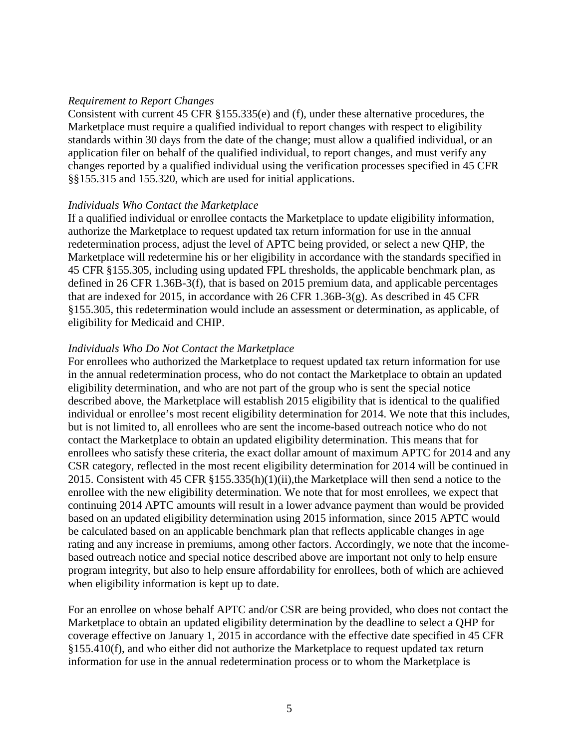*Requirement to Report Changes*
Consistent with current 45 CFR §155.335(e) and (f), under these alternative procedures, the Marketplace must require a qualified individual to report changes with respect to eligibility standards within 30 days from the date of the change; must allow a qualified individual, or an application filer on behalf of the qualified individual, to report changes, and must verify any changes reported by a qualified individual using the verification processes specified in 45 CFR §§155.315 and 155.320, which are used for initial applications.

*Individuals Who Contact the Marketplace*
If a qualified individual or enrollee contacts the Marketplace to update eligibility information, authorize the Marketplace to request updated tax return information for use in the annual redetermination process, adjust the level of APTC being provided, or select a new QHP, the Marketplace will redetermine his or her eligibility in accordance with the standards specified in 45 CFR §155.305, including using updated FPL thresholds, the applicable benchmark plan, as defined in 26 CFR 1.36B-3(f), that is based on 2015 premium data, and applicable percentages that are indexed for 2015, in accordance with 26 CFR 1.36B-3(g). As described in 45 CFR §155.305, this redetermination would include an assessment or determination, as applicable, of eligibility for Medicaid and CHIP.

*Individuals Who Do Not Contact the Marketplace*
For enrollees who authorized the Marketplace to request updated tax return information for use in the annual redetermination process, who do not contact the Marketplace to obtain an updated eligibility determination, and who are not part of the group who is sent the special notice described above, the Marketplace will establish 2015 eligibility that is identical to the qualified individual or enrollee's most recent eligibility determination for 2014. We note that this includes, but is not limited to, all enrollees who are sent the income-based outreach notice who do not contact the Marketplace to obtain an updated eligibility determination. This means that for enrollees who satisfy these criteria, the exact dollar amount of maximum APTC for 2014 and any CSR category, reflected in the most recent eligibility determination for 2014 will be continued in 2015. Consistent with 45 CFR §155.335(h)(1)(ii),the Marketplace will then send a notice to the enrollee with the new eligibility determination. We note that for most enrollees, we expect that continuing 2014 APTC amounts will result in a lower advance payment than would be provided based on an updated eligibility determination using 2015 information, since 2015 APTC would be calculated based on an applicable benchmark plan that reflects applicable changes in age rating and any increase in premiums, among other factors. Accordingly, we note that the income-based outreach notice and special notice described above are important not only to help ensure program integrity, but also to help ensure affordability for enrollees, both of which are achieved when eligibility information is kept up to date.

For an enrollee on whose behalf APTC and/or CSR are being provided, who does not contact the Marketplace to obtain an updated eligibility determination by the deadline to select a QHP for coverage effective on January 1, 2015 in accordance with the effective date specified in 45 CFR §155.410(f), and who either did not authorize the Marketplace to request updated tax return information for use in the annual redetermination process or to whom the Marketplace is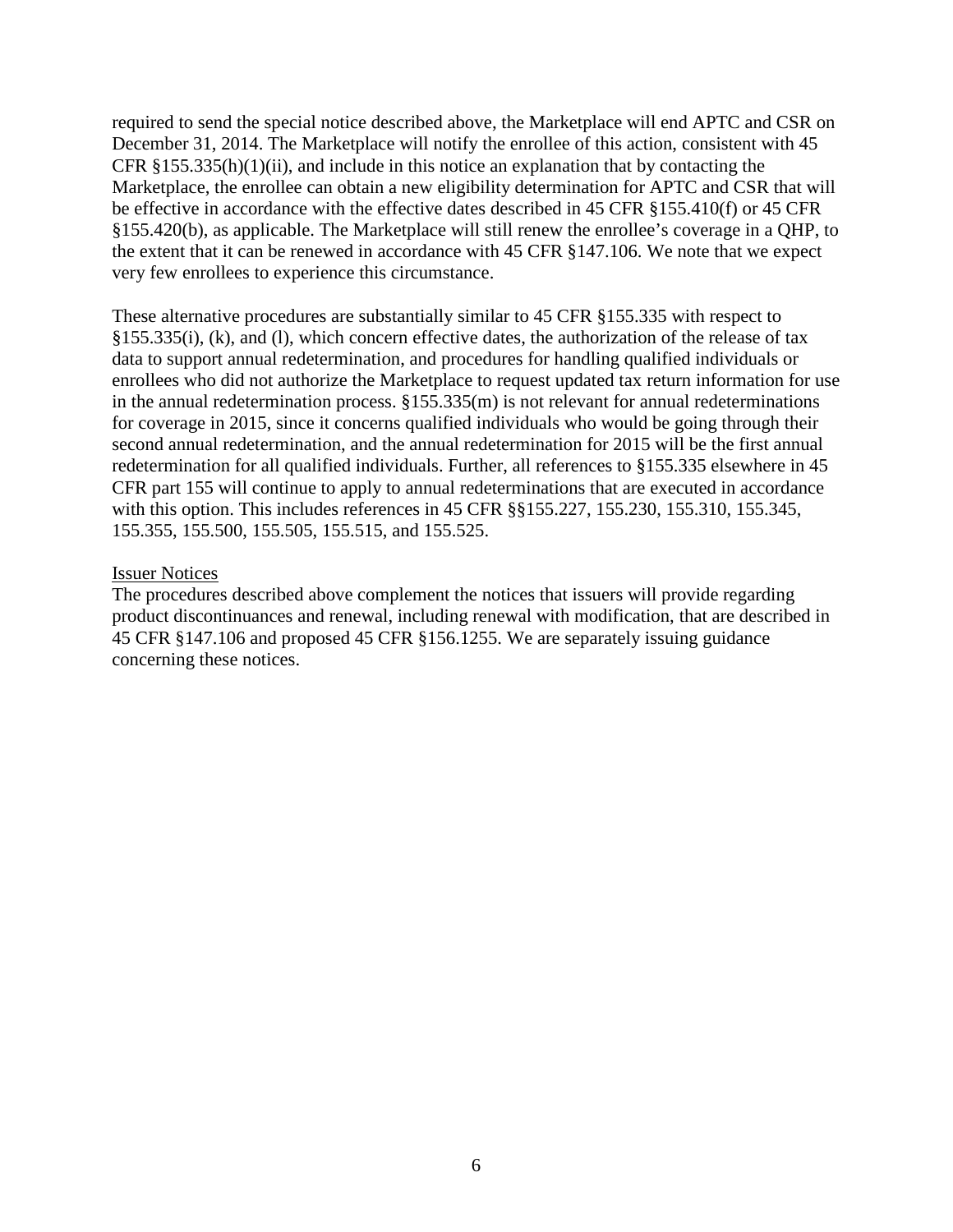required to send the special notice described above, the Marketplace will end APTC and CSR on December 31, 2014. The Marketplace will notify the enrollee of this action, consistent with 45 CFR §155.335(h)(1)(ii), and include in this notice an explanation that by contacting the Marketplace, the enrollee can obtain a new eligibility determination for APTC and CSR that will be effective in accordance with the effective dates described in 45 CFR §155.410(f) or 45 CFR §155.420(b), as applicable. The Marketplace will still renew the enrollee's coverage in a QHP, to the extent that it can be renewed in accordance with 45 CFR §147.106. We note that we expect very few enrollees to experience this circumstance.

These alternative procedures are substantially similar to 45 CFR §155.335 with respect to §155.335(i), (k), and (l), which concern effective dates, the authorization of the release of tax data to support annual redetermination, and procedures for handling qualified individuals or enrollees who did not authorize the Marketplace to request updated tax return information for use in the annual redetermination process. §155.335(m) is not relevant for annual redeterminations for coverage in 2015, since it concerns qualified individuals who would be going through their second annual redetermination, and the annual redetermination for 2015 will be the first annual redetermination for all qualified individuals. Further, all references to §155.335 elsewhere in 45 CFR part 155 will continue to apply to annual redeterminations that are executed in accordance with this option. This includes references in 45 CFR §§155.227, 155.230, 155.310, 155.345, 155.355, 155.500, 155.505, 155.515, and 155.525.

<u>Issuer Notices</u>

The procedures described above complement the notices that issuers will provide regarding product discontinuances and renewal, including renewal with modification, that are described in 45 CFR §147.106 and proposed 45 CFR §156.1255. We are separately issuing guidance concerning these notices.